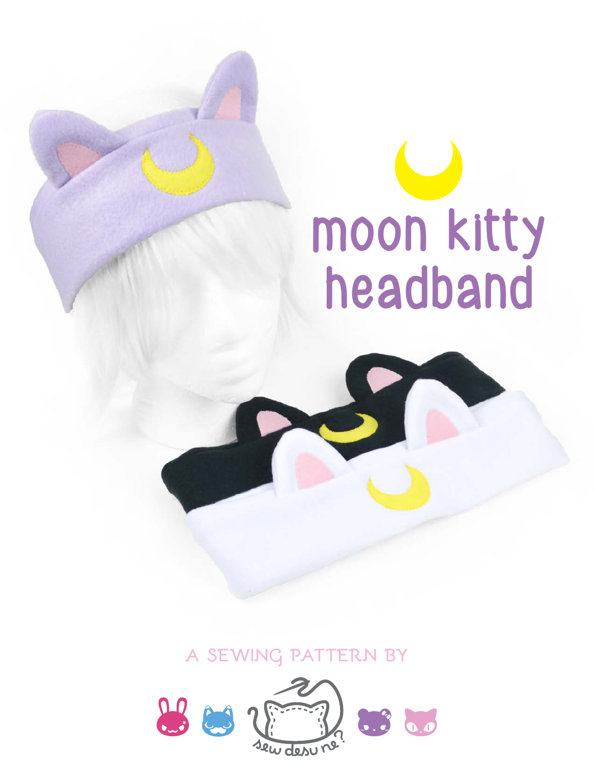# moon kitty headband

A SEWING PATTERN BY

sew desu ne?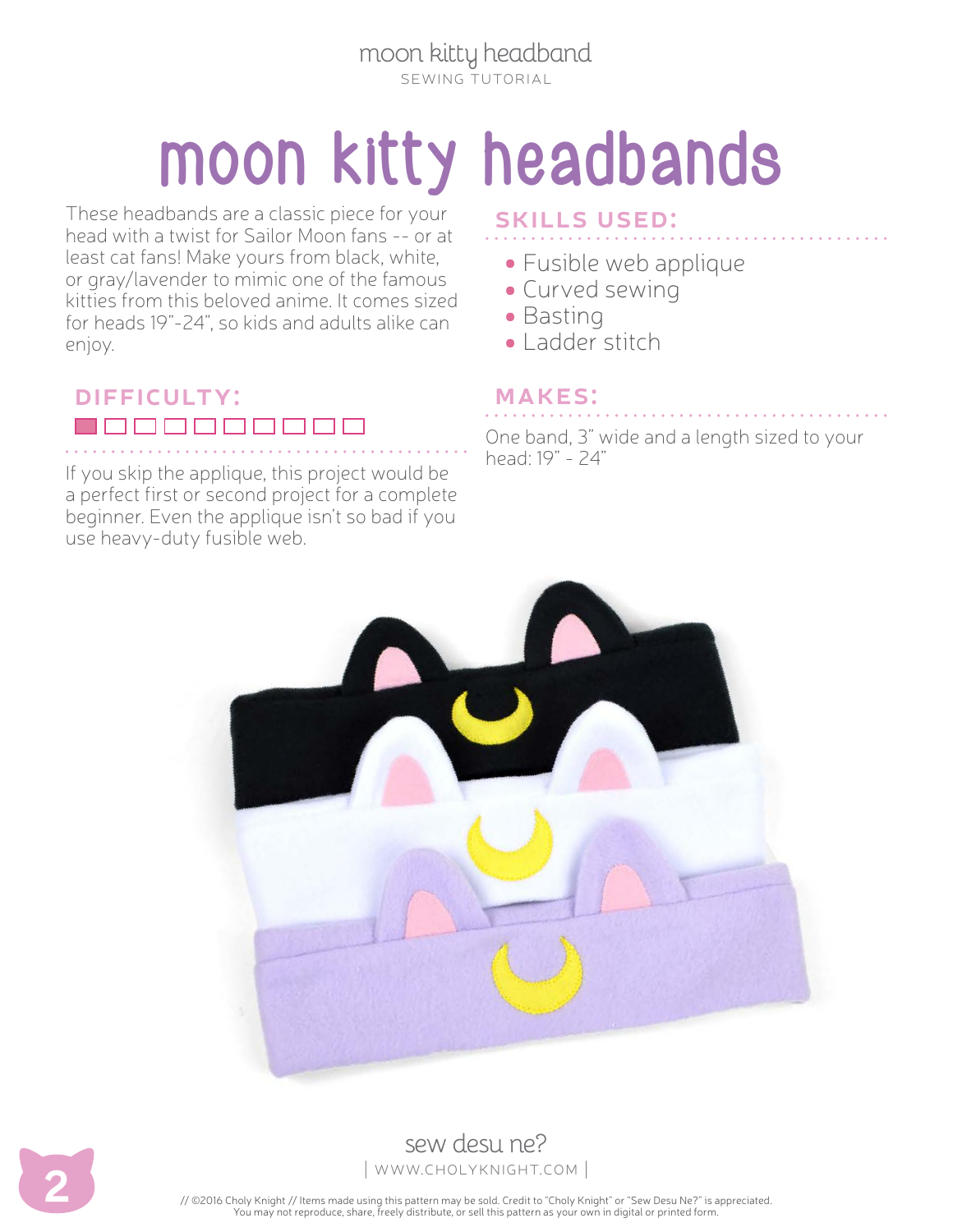# moon kitty headbands

These headbands are a classic piece for your head with a twist for Sailor Moon fans -- or at least cat fans! Make yours from black, white, or gray/lavender to mimic one of the famous kitties from this beloved anime. It comes sized for heads 19"-24", so kids and adults alike can enjoy.

## DIFFICULTY:

■□□□□□□□□□

If you skip the applique, this project would be a perfect first or second project for a complete beginner. Even the applique isn't so bad if you use heavy-duty fusible web.

## SKILLS USED:

- Fusible web applique
- Curved sewing
- Basting
- Ladder stitch

## MAKES:

One band, 3" wide and a length sized to your head: 19" - 24"

sew desu ne?
| WWW.CHOLYKNIGHT.COM |

// ©2016 Choly Knight // Items made using this pattern may be sold. Credit to "Choly Knight" or "Sew Desu Ne?" is appreciated. You may not reproduce, share, freely distribute, or sell this pattern as your own in digital or printed form.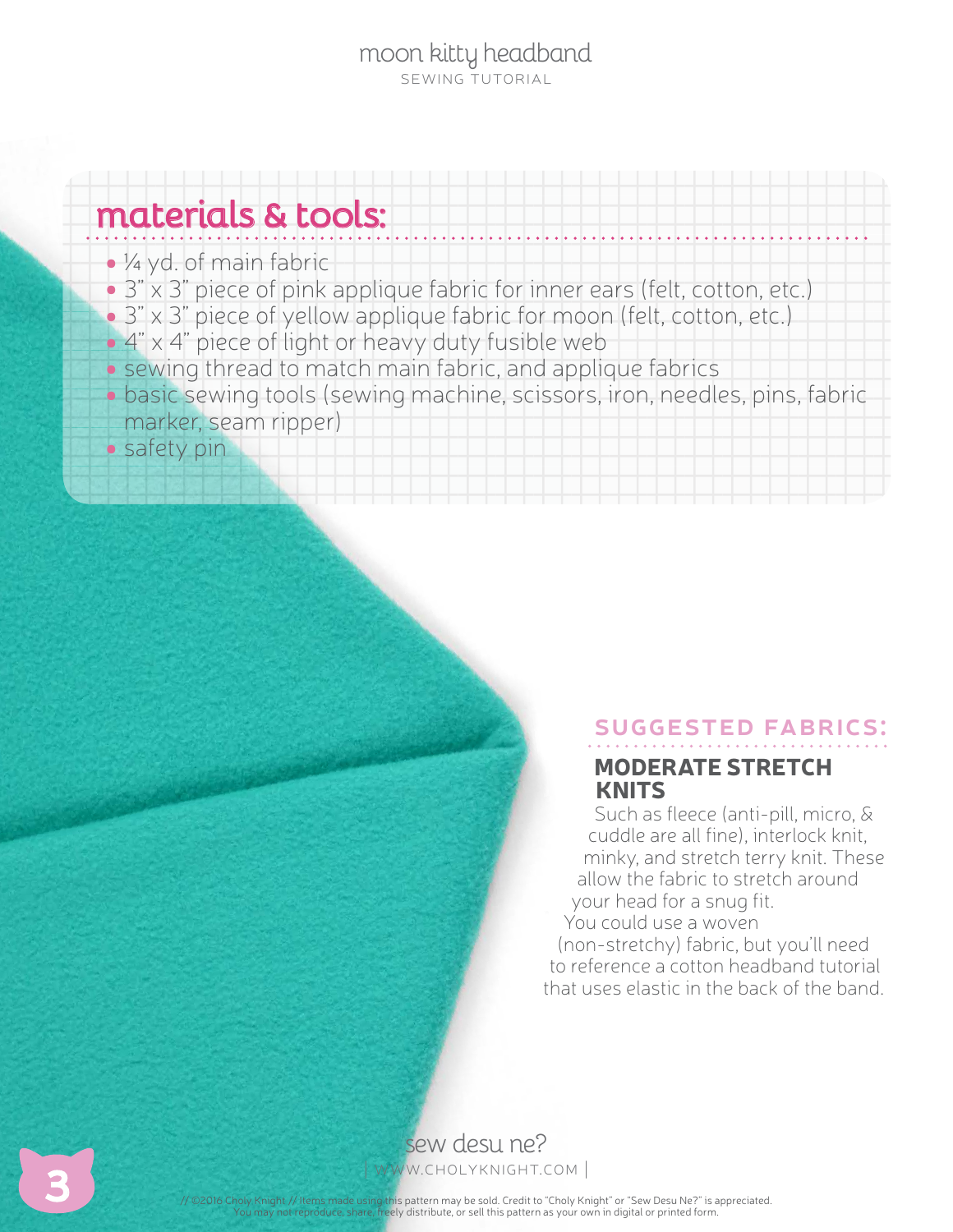## materials & tools:

- ¼ yd. of main fabric
- 3" x 3" piece of pink applique fabric for inner ears (felt, cotton, etc.)
- 3" x 3" piece of yellow applique fabric for moon (felt, cotton, etc.)
- 4" x 4" piece of light or heavy duty fusible web
- sewing thread to match main fabric, and applique fabrics
- basic sewing tools (sewing machine, scissors, iron, needles, pins, fabric marker, seam ripper)
- safety pin

### SUGGESTED FABRICS:

**MODERATE STRETCH KNITS**

Such as fleece (anti-pill, micro, & cuddle are all fine), interlock knit, minky, and stretch terry knit. These allow the fabric to stretch around your head for a snug fit. You could use a woven (non-stretchy) fabric, but you'll need to reference a cotton headband tutorial that uses elastic in the back of the band.

sew desu ne?
WWW.CHOLYKNIGHT.COM

// ©2016 Choly Knight // Items made using this pattern may be sold. Credit to "Choly Knight" or "Sew Desu Ne?" is appreciated. You may not reproduce, share, freely distribute, or sell this pattern as your own in digital or printed form.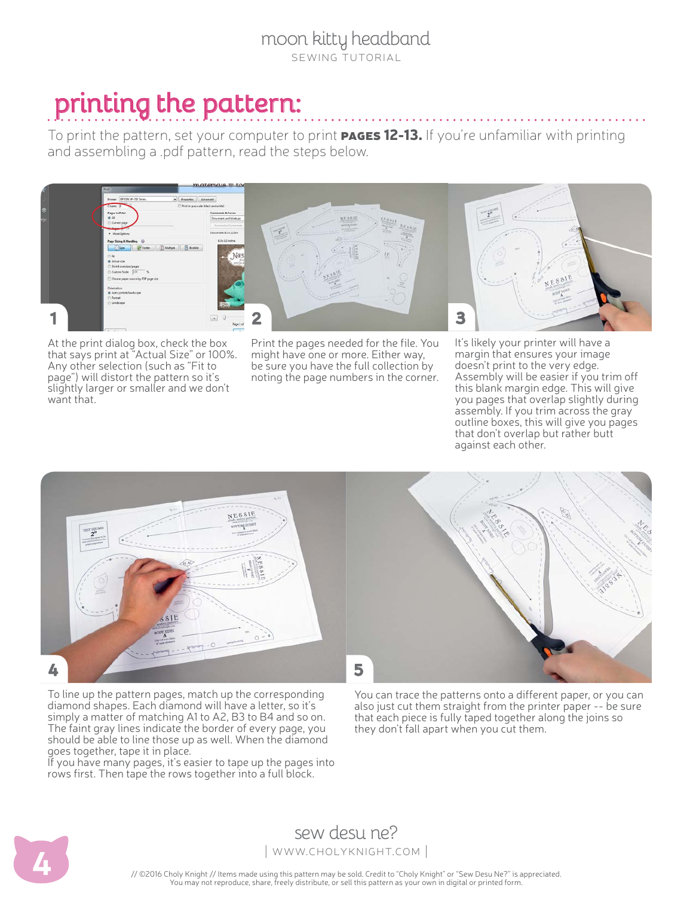## printing the pattern:

To print the pattern, set your computer to print **PAGES 12-13.** If you're unfamiliar with printing and assembling a .pdf pattern, read the steps below.

**1**

At the print dialog box, check the box that says print at "Actual Size" or 100%. Any other selection (such as "Fit to page") will distort the pattern so it's slightly larger or smaller and we don't want that.

**2**

Print the pages needed for the file. You might have one or more. Either way, be sure you have the full collection by noting the page numbers in the corner.

**3**

It's likely your printer will have a margin that ensures your image doesn't print to the very edge. Assembly will be easier if you trim off this blank margin edge. This will give you pages that overlap slightly during assembly. If you trim across the gray outline boxes, this will give you pages that don't overlap but rather butt against each other.

**4**

To line up the pattern pages, match up the corresponding diamond shapes. Each diamond will have a letter, so it's simply a matter of matching A1 to A2, B3 to B4 and so on. The faint gray lines indicate the border of every page, you should be able to line those up as well. When the diamond goes together, tape it in place.

If you have many pages, it's easier to tape up the pages into rows first. Then tape the rows together into a full block.

**5**

You can trace the patterns onto a different paper, or you can also just cut them straight from the printer paper -- be sure that each piece is fully taped together along the joins so they don't fall apart when you cut them.

// ©2016 Choly Knight // Items made using this pattern may be sold. Credit to "Choly Knight" or "Sew Desu Ne?" is appreciated. You may not reproduce, share, freely distribute, or sell this pattern as your own in digital or printed form.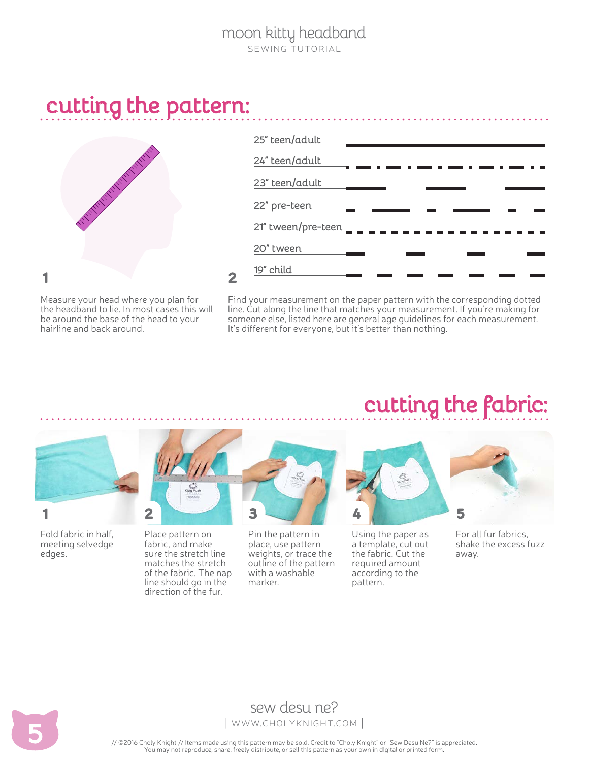## cutting the pattern:

| Size |
|---|
| 25" teen/adult |
| 24" teen/adult |
| 23" teen/adult |
| 22" pre-teen |
| 21" tween/pre-teen |
| 20" tween |
| 19" child |

1

Measure your head where you plan for the headband to lie. In most cases this will be around the base of the head to your hairline and back around.

2

Find your measurement on the paper pattern with the corresponding dotted line. Cut along the line that matches your measurement. If you're making for someone else, listed here are general age guidelines for each measurement. It's different for everyone, but it's better than nothing.

## cutting the fabric:

1. Fold fabric in half, meeting selvedge edges.
2. Place pattern on fabric, and make sure the stretch line matches the stretch of the fabric. The nap line should go in the direction of the fur.
3. Pin the pattern in place, use pattern weights, or trace the outline of the pattern with a washable marker.
4. Using the paper as a template, cut out the fabric. Cut the required amount according to the pattern.
5. For all fur fabrics, shake the excess fuzz away.

// ©2016 Choly Knight // Items made using this pattern may be sold. Credit to "Choly Knight" or "Sew Desu Ne?" is appreciated. You may not reproduce, share, freely distribute, or sell this pattern as your own in digital or printed form.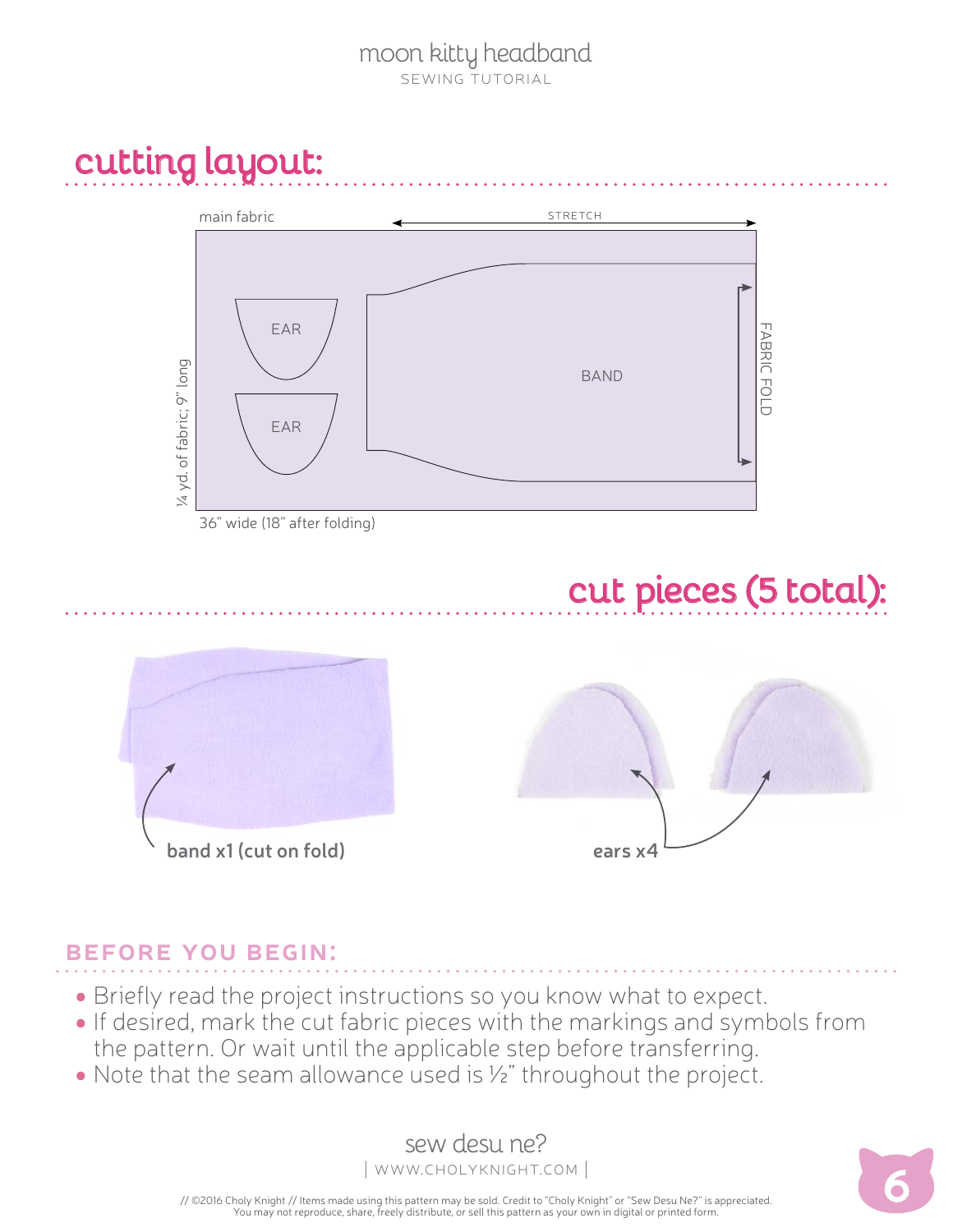## cutting layout:

main fabric

STRETCH

EAR

EAR

BAND

FABRIC FOLD

¼ yd. of fabric; 9" long

36" wide (18" after folding)

## cut pieces (5 total):

**band x1 (cut on fold)**

**ears x4**

### BEFORE YOU BEGIN:

- Briefly read the project instructions so you know what to expect.
- If desired, mark the cut fabric pieces with the markings and symbols from the pattern. Or wait until the applicable step before transferring.
- Note that the seam allowance used is ½" throughout the project.

sew desu ne?

| WWW.CHOLYKNIGHT.COM |

// ©2016 Choly Knight // Items made using this pattern may be sold. Credit to "Choly Knight" or "Sew Desu Ne?" is appreciated. You may not reproduce, share, freely distribute, or sell this pattern as your own in digital or printed form.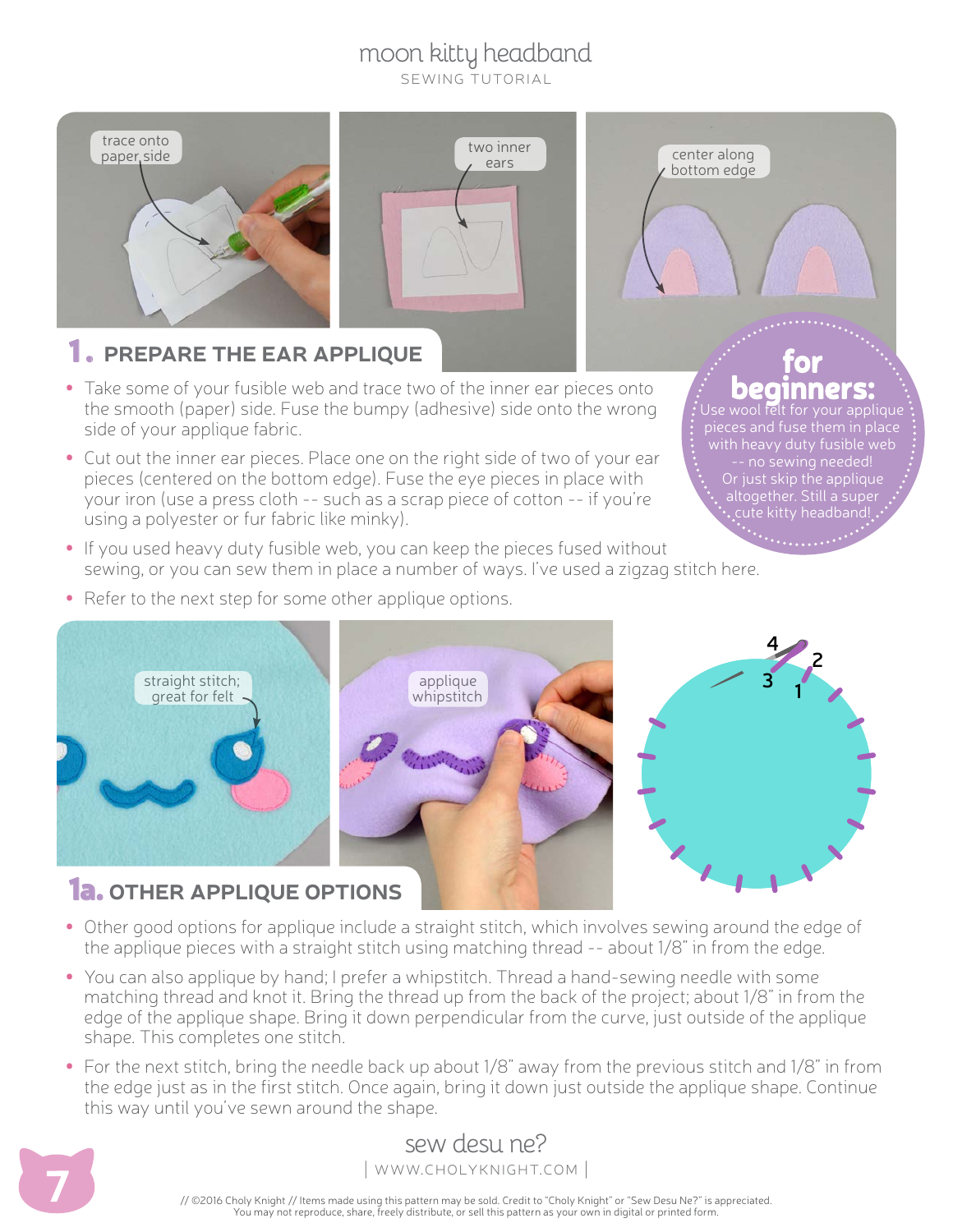## 1. PREPARE THE EAR APPLIQUE

- Take some of your fusible web and trace two of the inner ear pieces onto the smooth (paper) side. Fuse the bumpy (adhesive) side onto the wrong side of your applique fabric.
- Cut out the inner ear pieces. Place one on the right side of two of your ear pieces (centered on the bottom edge). Fuse the eye pieces in place with your iron (use a press cloth -- such as a scrap piece of cotton -- if you're using a polyester or fur fabric like minky).
- If you used heavy duty fusible web, you can keep the pieces fused without sewing, or you can sew them in place a number of ways. I've used a zigzag stitch here.
- Refer to the next step for some other applique options.

**for beginners:** Use wool felt for your applique pieces and fuse them in place with heavy duty fusible web -- no sewing needed! Or just skip the applique altogether. Still a super cute kitty headband!

## 1a. OTHER APPLIQUE OPTIONS

- Other good options for applique include a straight stitch, which involves sewing around the edge of the applique pieces with a straight stitch using matching thread -- about 1/8" in from the edge.
- You can also applique by hand; I prefer a whipstitch. Thread a hand-sewing needle with some matching thread and knot it. Bring the thread up from the back of the project; about 1/8" in from the edge of the applique shape. Bring it down perpendicular from the curve, just outside of the applique shape. This completes one stitch.
- For the next stitch, bring the needle back up about 1/8" away from the previous stitch and 1/8" in from the edge just as in the first stitch. Once again, bring it down just outside the applique shape. Continue this way until you've sewn around the shape.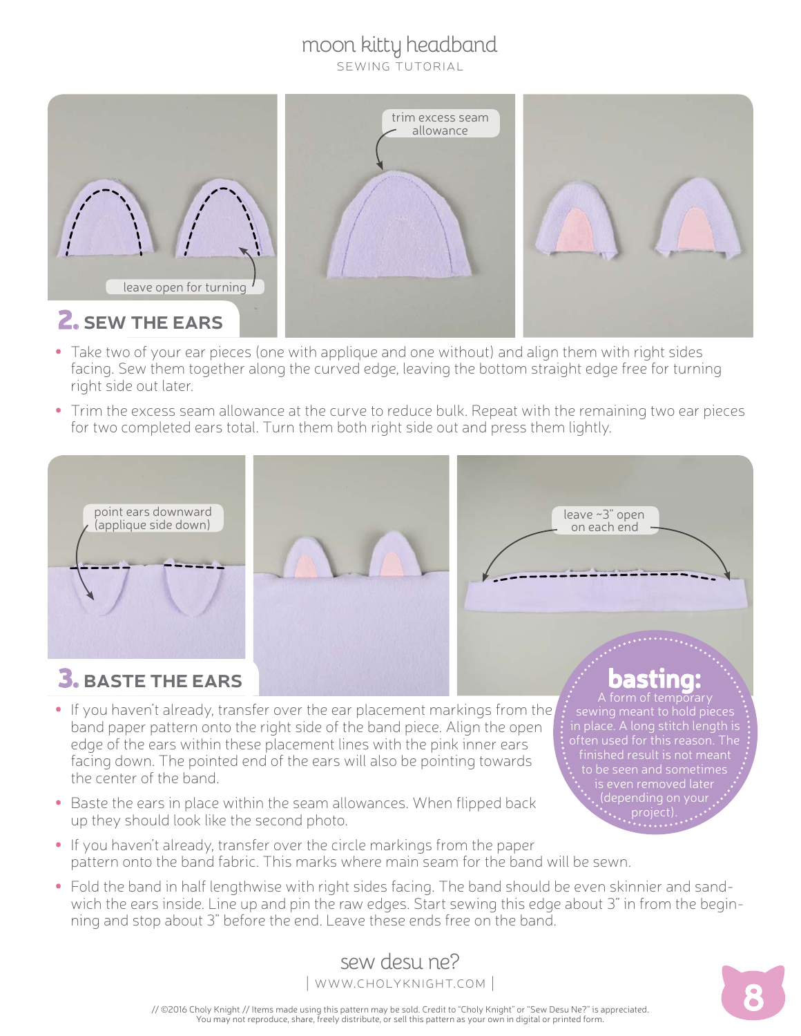## 2. SEW THE EARS

leave open for turning

trim excess seam allowance

- Take two of your ear pieces (one with applique and one without) and align them with right sides facing. Sew them together along the curved edge, leaving the bottom straight edge free for turning right side out later.
- Trim the excess seam allowance at the curve to reduce bulk. Repeat with the remaining two ear pieces for two completed ears total. Turn them both right side out and press them lightly.

## 3. BASTE THE EARS

point ears downward (applique side down)

leave ~3" open on each end

- If you haven't already, transfer over the ear placement markings from the band paper pattern onto the right side of the band piece. Align the open edge of the ears within these placement lines with the pink inner ears facing down. The pointed end of the ears will also be pointing towards the center of the band.
- Baste the ears in place within the seam allowances. When flipped back up they should look like the second photo.
- If you haven't already, transfer over the circle markings from the paper pattern onto the band fabric. This marks where main seam for the band will be sewn.
- Fold the band in half lengthwise with right sides facing. The band should be even skinnier and sandwich the ears inside. Line up and pin the raw edges. Start sewing this edge about 3" in from the beginning and stop about 3" before the end. Leave these ends free on the band.

**basting:** A form of temporary sewing meant to hold pieces in place. A long stitch length is often used for this reason. The finished result is not meant to be seen and sometimes is even removed later (depending on your project).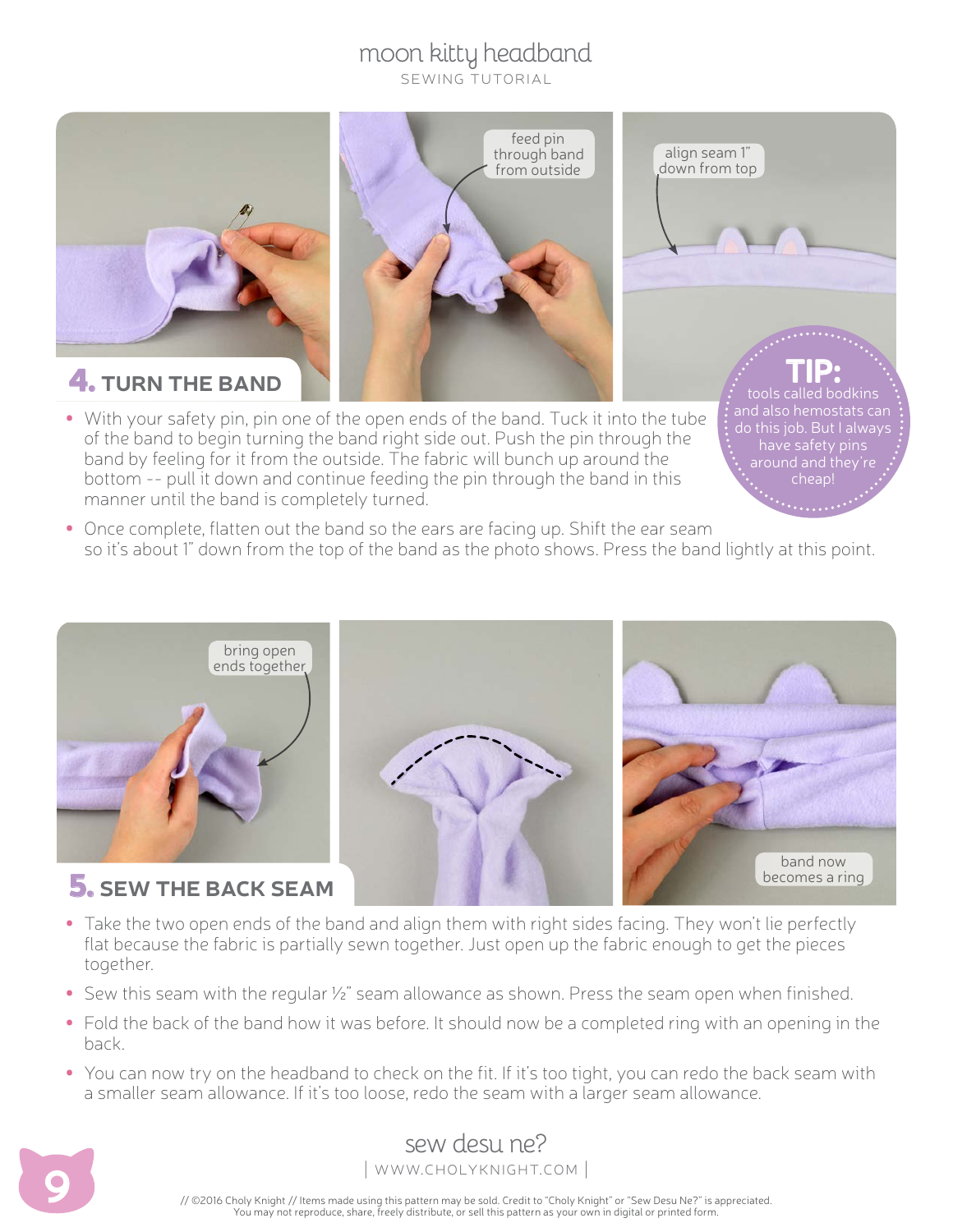## 4. TURN THE BAND

feed pin through band from outside

align seam 1" down from top

**TIP:** tools called bodkins and also hemostats can do this job. But I always have safety pins around and they're cheap!

- With your safety pin, pin one of the open ends of the band. Tuck it into the tube of the band to begin turning the band right side out. Push the pin through the band by feeling for it from the outside. The fabric will bunch up around the bottom -- pull it down and continue feeding the pin through the band in this manner until the band is completely turned.
- Once complete, flatten out the band so the ears are facing up. Shift the ear seam so it's about 1" down from the top of the band as the photo shows. Press the band lightly at this point.

## 5. SEW THE BACK SEAM

bring open ends together

band now becomes a ring

- Take the two open ends of the band and align them with right sides facing. They won't lie perfectly flat because the fabric is partially sewn together. Just open up the fabric enough to get the pieces together.
- Sew this seam with the regular ½" seam allowance as shown. Press the seam open when finished.
- Fold the back of the band how it was before. It should now be a completed ring with an opening in the back.
- You can now try on the headband to check on the fit. If it's too tight, you can redo the back seam with a smaller seam allowance. If it's too loose, redo the seam with a larger seam allowance.

// ©2016 Choly Knight // Items made using this pattern may be sold. Credit to "Choly Knight" or "Sew Desu Ne?" is appreciated. You may not reproduce, share, freely distribute, or sell this pattern as your own in digital or printed form.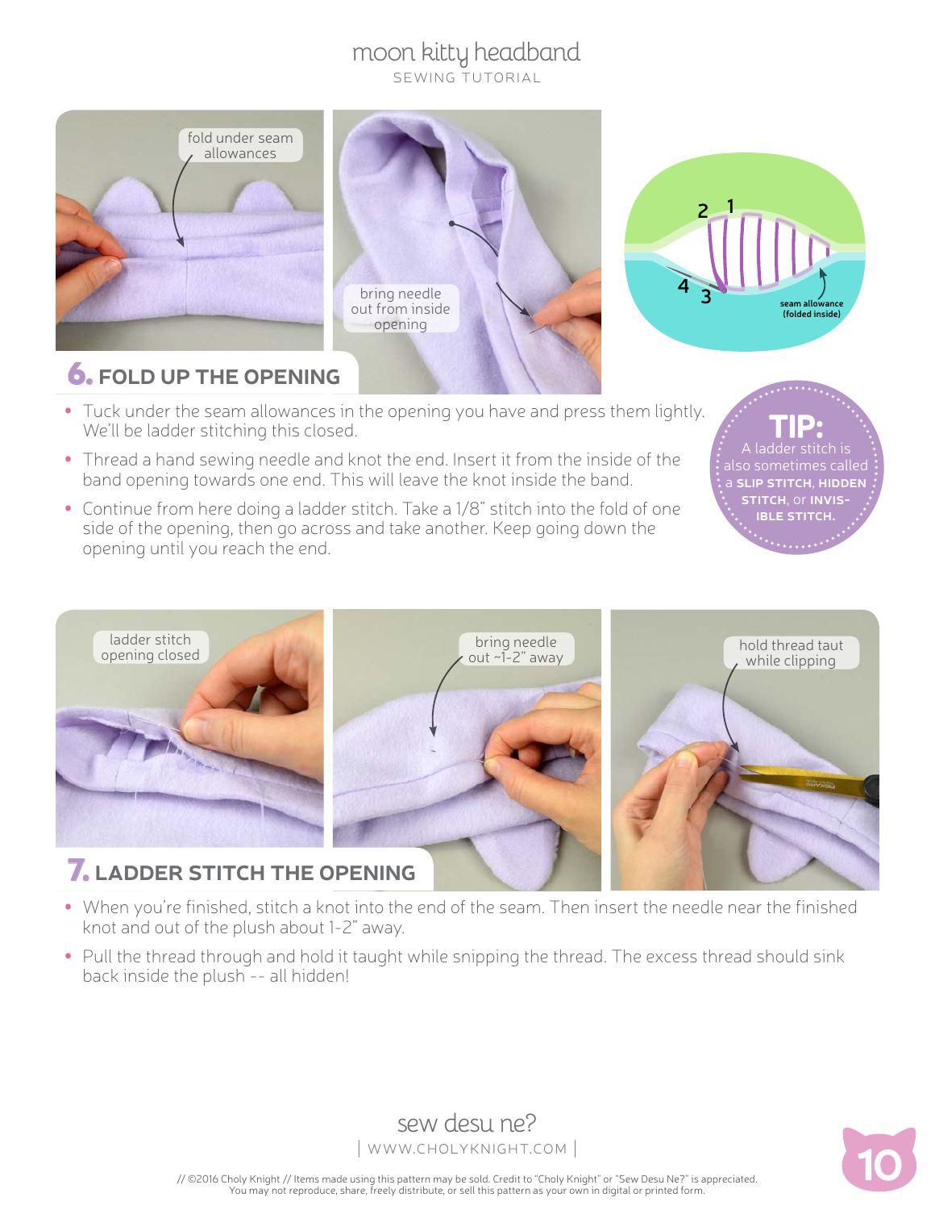## 6. FOLD UP THE OPENING

fold under seam allowances

bring needle out from inside opening

2 1

4 3

seam allowance (folded inside)

- Tuck under the seam allowances in the opening you have and press them lightly. We'll be ladder stitching this closed.
- Thread a hand sewing needle and knot the end. Insert it from the inside of the band opening towards one end. This will leave the knot inside the band.
- Continue from here doing a ladder stitch. Take a 1/8" stitch into the fold of one side of the opening, then go across and take another. Keep going down the opening until you reach the end.

**TIP:** A ladder stitch is also sometimes called a **SLIP STITCH**, **HIDDEN STITCH**, or **INVISIBLE STITCH.**

## 7. LADDER STITCH THE OPENING

ladder stitch opening closed

bring needle out ~1-2" away

hold thread taut while clipping

- When you're finished, stitch a knot into the end of the seam. Then insert the needle near the finished knot and out of the plush about 1-2" away.
- Pull the thread through and hold it taught while snipping the thread. The excess thread should sink back inside the plush -- all hidden!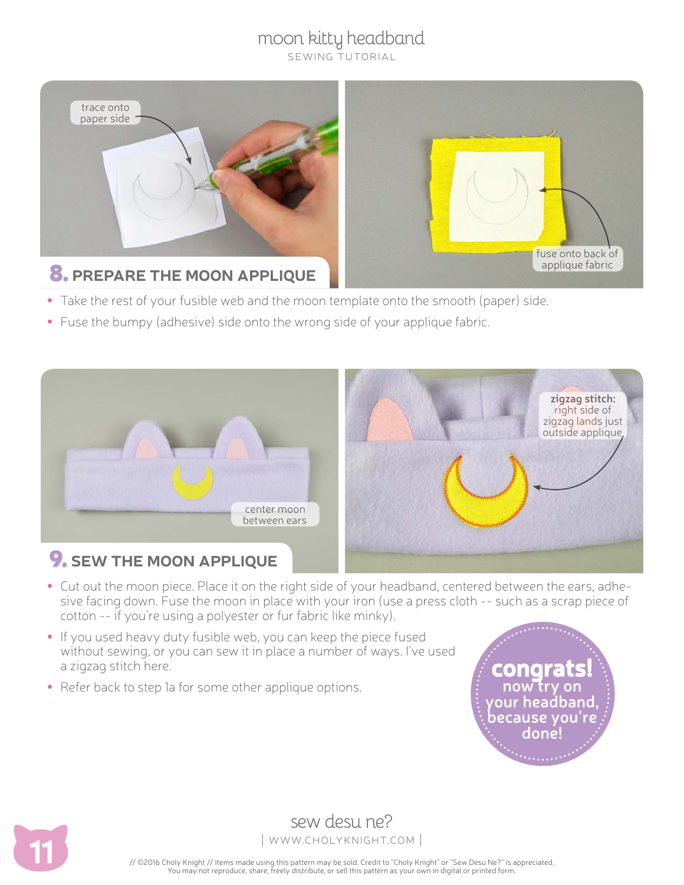## 8. PREPARE THE MOON APPLIQUE

trace onto paper side

fuse onto back of applique fabric

- Take the rest of your fusible web and the moon template onto the smooth (paper) side.
- Fuse the bumpy (adhesive) side onto the wrong side of your applique fabric.

## 9. SEW THE MOON APPLIQUE

center moon between ears

**zigzag stitch:** right side of zigzag lands just outside applique

- Cut out the moon piece. Place it on the right side of your headband, centered between the ears, adhesive facing down. Fuse the moon in place with your iron (use a press cloth -- such as a scrap piece of cotton -- if you're using a polyester or fur fabric like minky).
- If you used heavy duty fusible web, you can keep the piece fused without sewing, or you can sew it in place a number of ways. I've used a zigzag stitch here.
- Refer back to step 1a for some other applique options.

**congrats!** now try on your headband, because you're done!

// ©2016 Choly Knight // Items made using this pattern may be sold. Credit to "Choly Knight" or "Sew Desu Ne?" is appreciated. You may not reproduce, share, freely distribute, or sell this pattern as your own in digital or printed form.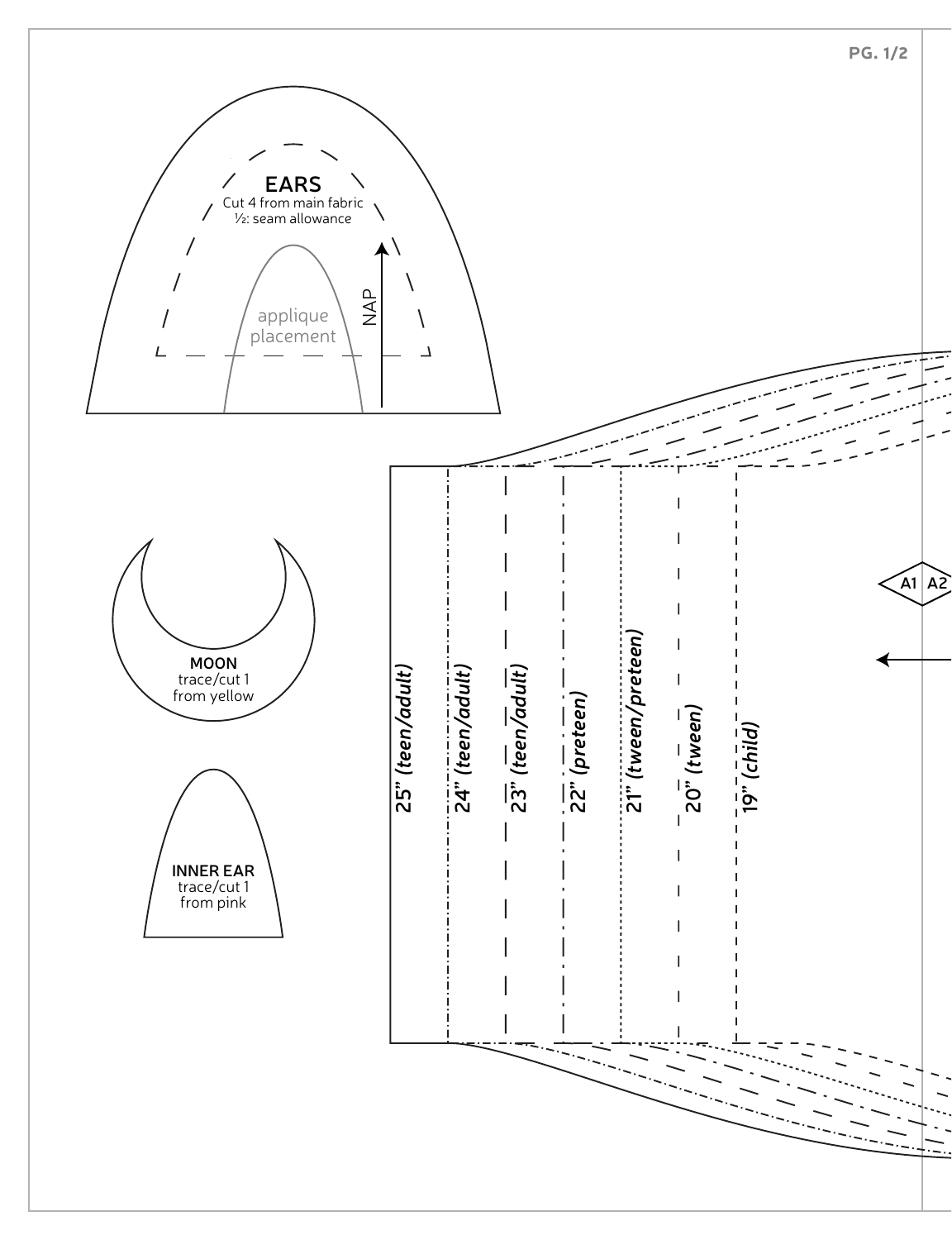**EARS**
Cut 4 from main fabric
½: seam allowance

applique placement

NAP

**MOON**
trace/cut 1
from yellow

**INNER EAR**
trace/cut 1
from pink

A1 A2

25" *(teen/adult)*

24" *(teen/adult)*

23" *(teen/adult)*

22" *(preteen)*

21" *(tween/preteen)*

20" *(tween)*

19" *(child)*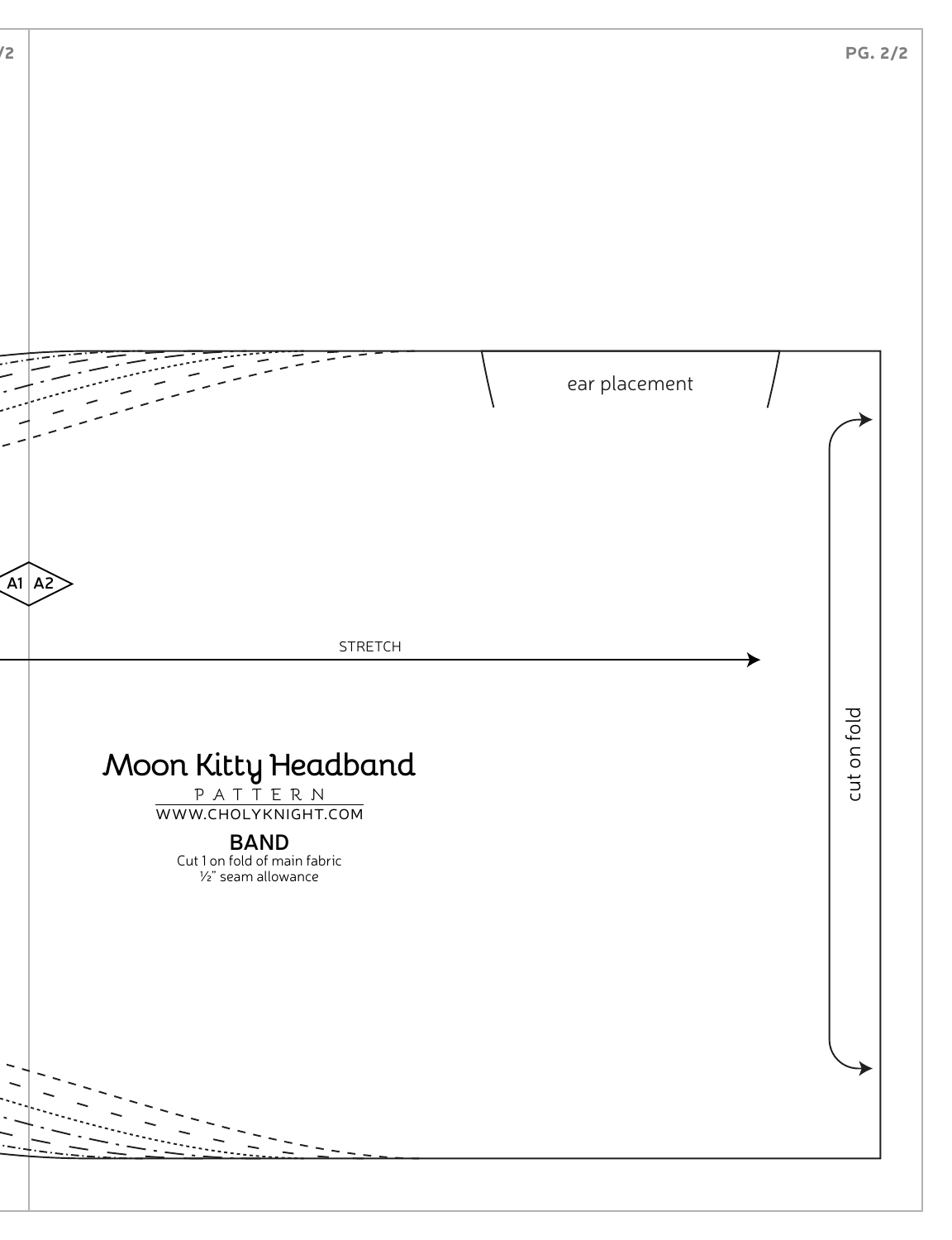ear placement

A1 A2

STRETCH

cut on fold

Moon Kitty Headband

PATTERN

WWW.CHOLYKNIGHT.COM

**BAND**

Cut 1 on fold of main fabric

½" seam allowance